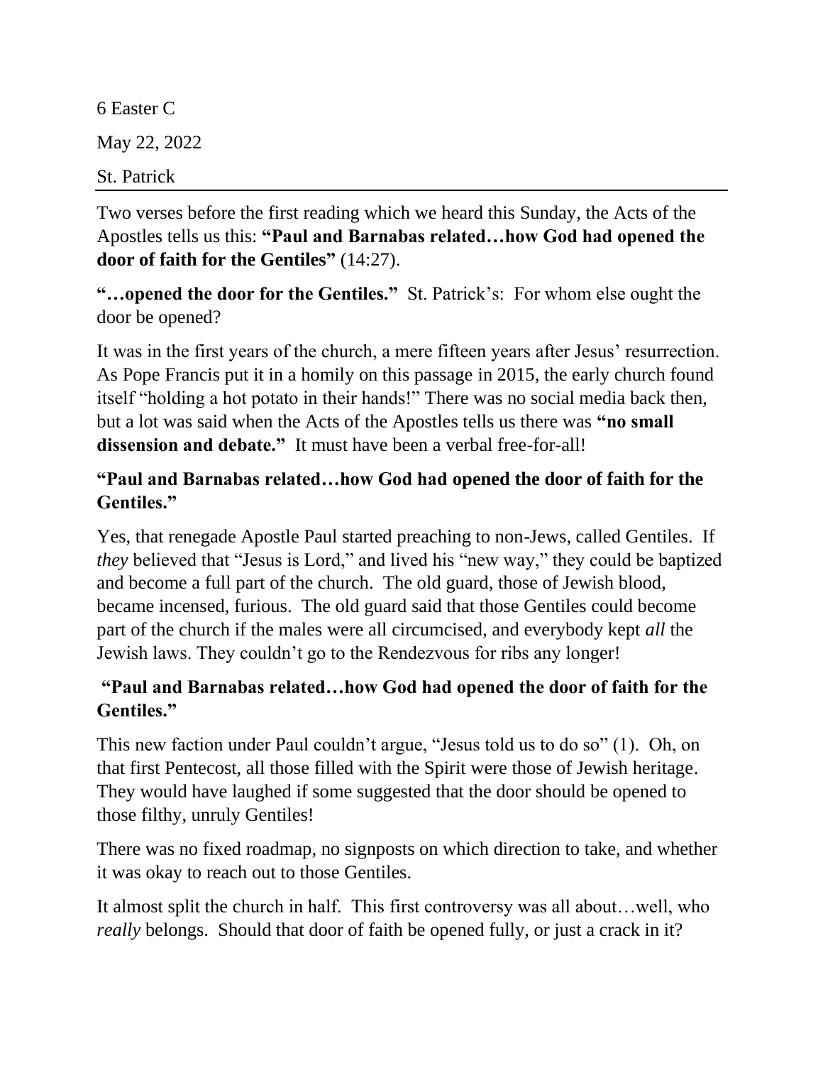6 Easter C

May 22, 2022

St. Patrick

---

Two verses before the first reading which we heard this Sunday, the Acts of the Apostles tells us this: **"Paul and Barnabas related…how God had opened the door of faith for the Gentiles"** (14:27).

**"…opened the door for the Gentiles."** St. Patrick's: For whom else ought the door be opened?

It was in the first years of the church, a mere fifteen years after Jesus' resurrection. As Pope Francis put it in a homily on this passage in 2015, the early church found itself "holding a hot potato in their hands!" There was no social media back then, but a lot was said when the Acts of the Apostles tells us there was **"no small dissension and debate."** It must have been a verbal free-for-all!

**"Paul and Barnabas related…how God had opened the door of faith for the Gentiles."**

Yes, that renegade Apostle Paul started preaching to non-Jews, called Gentiles. If *they* believed that "Jesus is Lord," and lived his "new way," they could be baptized and become a full part of the church. The old guard, those of Jewish blood, became incensed, furious. The old guard said that those Gentiles could become part of the church if the males were all circumcised, and everybody kept *all* the Jewish laws. They couldn't go to the Rendezvous for ribs any longer!

**"Paul and Barnabas related…how God had opened the door of faith for the Gentiles."**

This new faction under Paul couldn't argue, "Jesus told us to do so" (1). Oh, on that first Pentecost, all those filled with the Spirit were those of Jewish heritage. They would have laughed if some suggested that the door should be opened to those filthy, unruly Gentiles!

There was no fixed roadmap, no signposts on which direction to take, and whether it was okay to reach out to those Gentiles.

It almost split the church in half. This first controversy was all about…well, who *really* belongs. Should that door of faith be opened fully, or just a crack in it?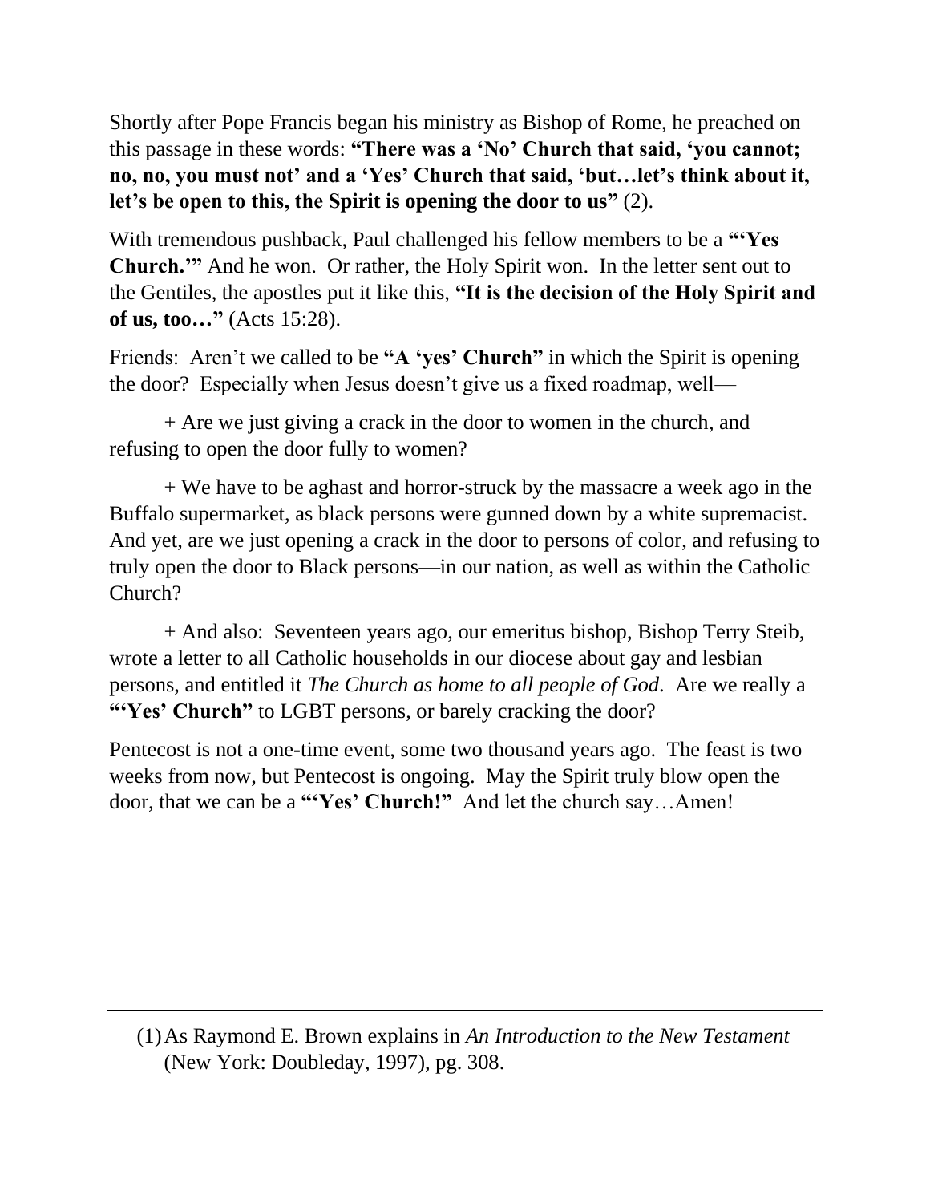Shortly after Pope Francis began his ministry as Bishop of Rome, he preached on this passage in these words: **"There was a 'No' Church that said, 'you cannot; no, no, you must not' and a 'Yes' Church that said, 'but…let's think about it, let's be open to this, the Spirit is opening the door to us"** (2).

With tremendous pushback, Paul challenged his fellow members to be a **"'Yes Church.'"** And he won. Or rather, the Holy Spirit won. In the letter sent out to the Gentiles, the apostles put it like this, **"It is the decision of the Holy Spirit and of us, too…"** (Acts 15:28).

Friends: Aren't we called to be **"A 'yes' Church"** in which the Spirit is opening the door? Especially when Jesus doesn't give us a fixed roadmap, well—

+ Are we just giving a crack in the door to women in the church, and refusing to open the door fully to women?

+ We have to be aghast and horror-struck by the massacre a week ago in the Buffalo supermarket, as black persons were gunned down by a white supremacist. And yet, are we just opening a crack in the door to persons of color, and refusing to truly open the door to Black persons—in our nation, as well as within the Catholic Church?

+ And also: Seventeen years ago, our emeritus bishop, Bishop Terry Steib, wrote a letter to all Catholic households in our diocese about gay and lesbian persons, and entitled it *The Church as home to all people of God*. Are we really a **"'Yes' Church"** to LGBT persons, or barely cracking the door?

Pentecost is not a one-time event, some two thousand years ago. The feast is two weeks from now, but Pentecost is ongoing. May the Spirit truly blow open the door, that we can be a **"'Yes' Church!"** And let the church say…Amen!

---

(1) As Raymond E. Brown explains in *An Introduction to the New Testament* (New York: Doubleday, 1997), pg. 308.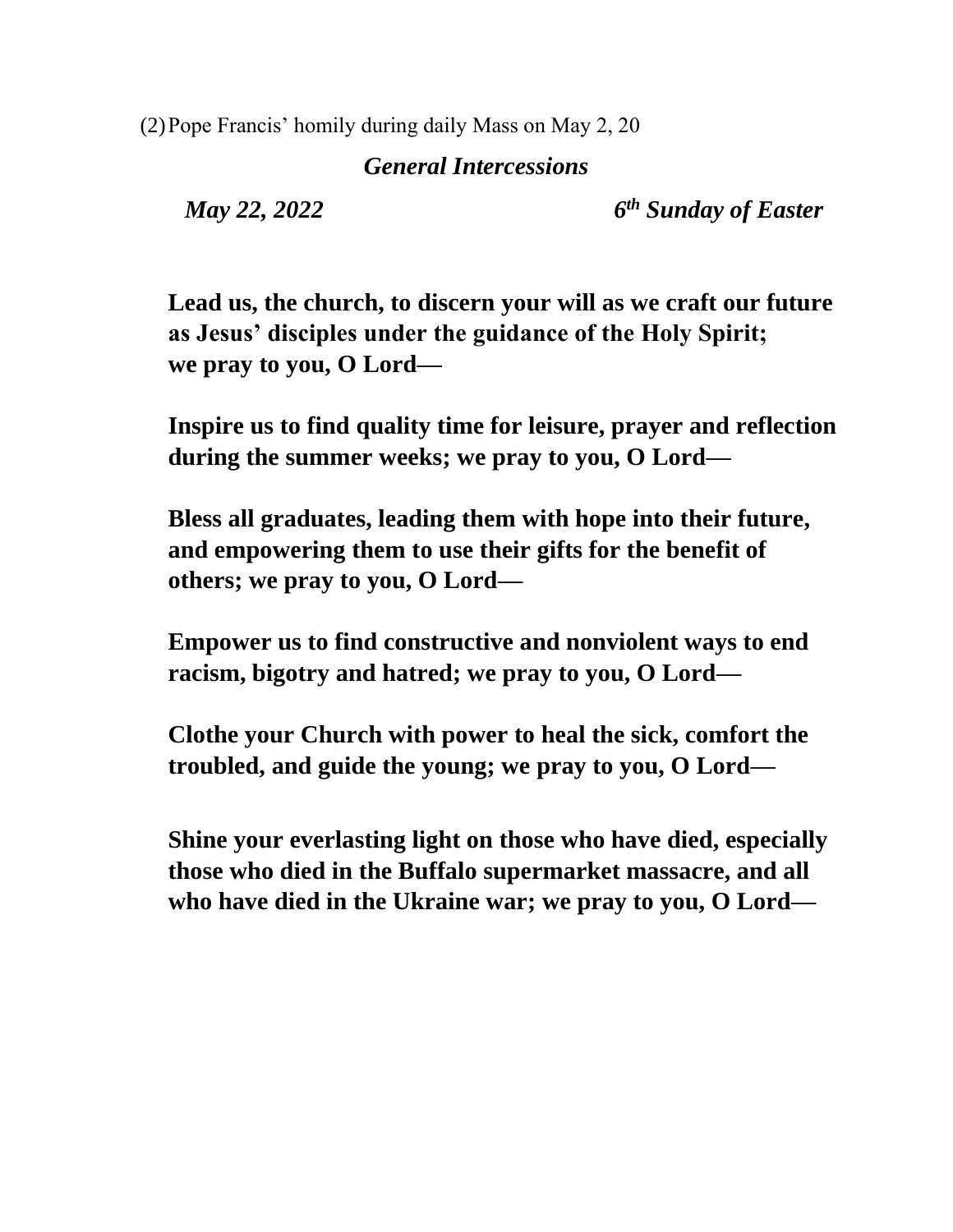(2) Pope Francis' homily during daily Mass on May 2, 20

## *General Intercessions*

***May 22, 2022*** ***6th Sunday of Easter***

**Lead us, the church, to discern your will as we craft our future as Jesus' disciples under the guidance of the Holy Spirit; we pray to you, O Lord—**

**Inspire us to find quality time for leisure, prayer and reflection during the summer weeks; we pray to you, O Lord—**

**Bless all graduates, leading them with hope into their future, and empowering them to use their gifts for the benefit of others; we pray to you, O Lord—**

**Empower us to find constructive and nonviolent ways to end racism, bigotry and hatred; we pray to you, O Lord—**

**Clothe your Church with power to heal the sick, comfort the troubled, and guide the young; we pray to you, O Lord—**

**Shine your everlasting light on those who have died, especially those who died in the Buffalo supermarket massacre, and all who have died in the Ukraine war; we pray to you, O Lord—**